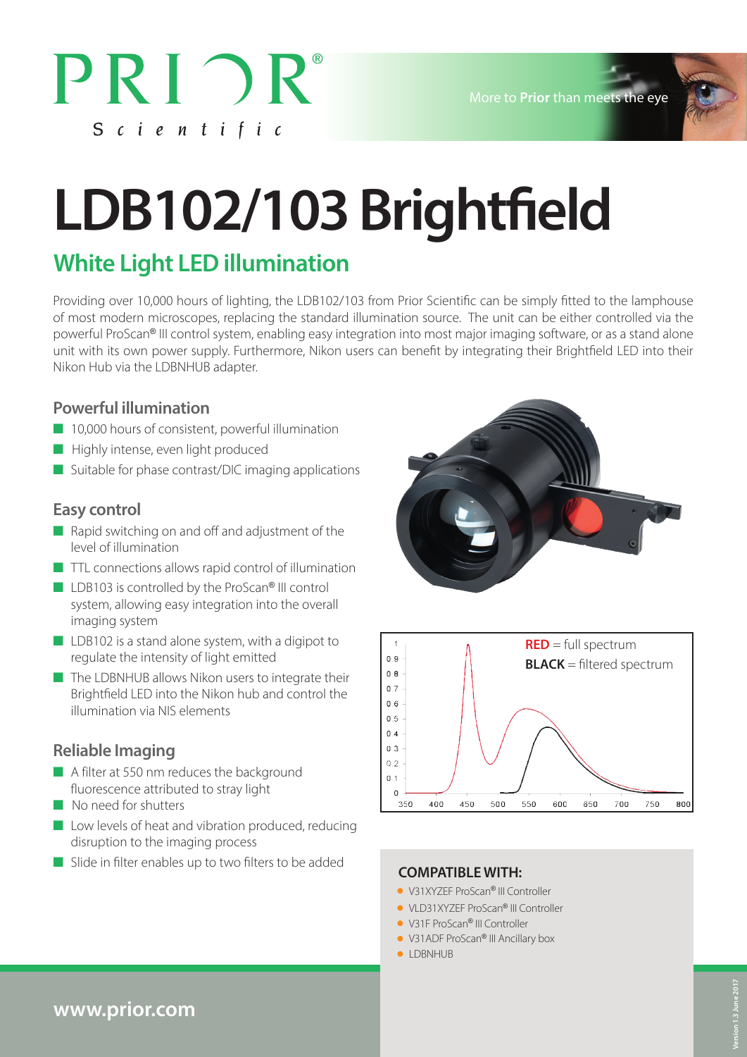PRIOR®

Scientific

More to **Prior** than meets the eye

# LDB102/103 Brightfield

## White Light LED illumination

Providing over 10,000 hours of lighting, the LDB102/103 from Prior Scientific can be simply fitted to the lamphouse of most modern microscopes, replacing the standard illumination source. The unit can be either controlled via the powerful ProScan® III control system, enabling easy integration into most major imaging software, or as a stand alone unit with its own power supply. Furthermore, Nikon users can benefit by integrating their Brightfield LED into their Nikon Hub via the LDBNHUB adapter.

### Powerful illumination

- 10,000 hours of consistent, powerful illumination
- Highly intense, even light produced
- Suitable for phase contrast/DIC imaging applications

### Easy control

- Rapid switching on and off and adjustment of the level of illumination
- TTL connections allows rapid control of illumination
- LDB103 is controlled by the ProScan® III control system, allowing easy integration into the overall imaging system
- LDB102 is a stand alone system, with a digipot to regulate the intensity of light emitted
- The LDBNHUB allows Nikon users to integrate their Brightfield LED into the Nikon hub and control the illumination via NIS elements

### Reliable Imaging

- A filter at 550 nm reduces the background fluorescence attributed to stray light
- No need for shutters
- Low levels of heat and vibration produced, reducing disruption to the imaging process
- Slide in filter enables up to two filters to be added

**RED** = full spectrum
**BLACK** = filtered spectrum

1
0.9
0.8
0.7
0.6
0.5
0.4
0.3
0.2
0.1
0

350 400 450 500 550 600 650 700 750 800

### COMPATIBLE WITH:

- V31XYZEF ProScan® III Controller
- VLD31XYZEF ProScan® III Controller
- V31F ProScan® III Controller
- V31ADF ProScan® III Ancillary box
- LDBNHUB

**www.prior.com**

Version 1.3 June 2017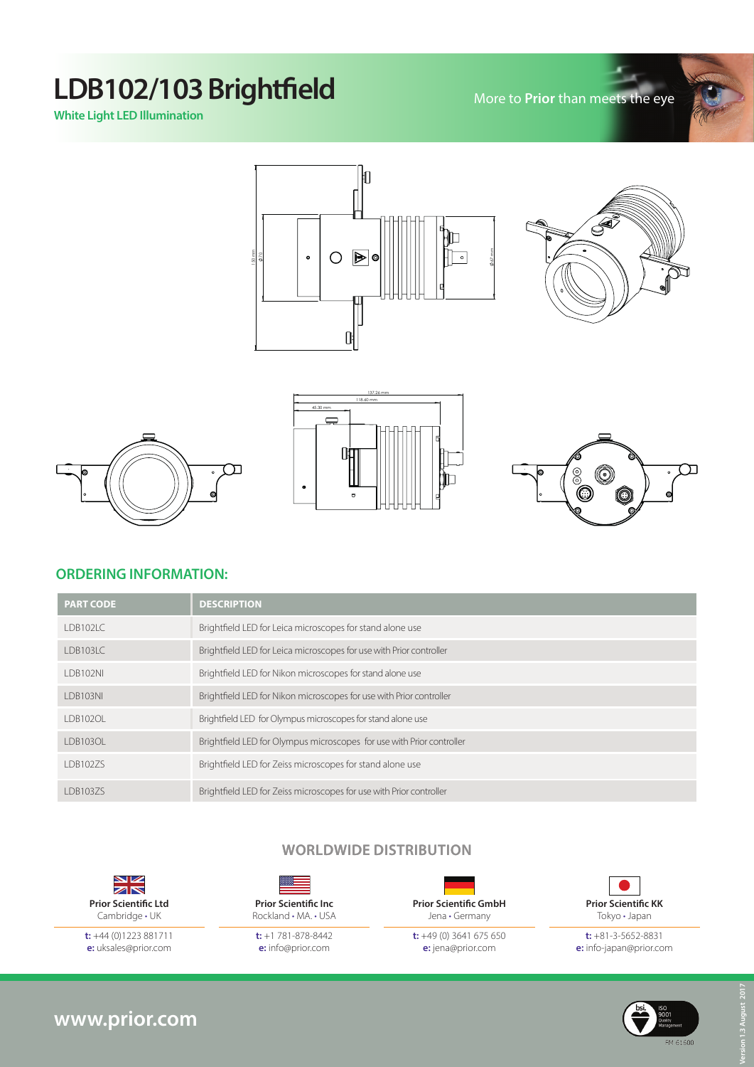# LDB102/103 Brightfield

**White Light LED Illumination**

More to **Prior** than meets the eye

150 mm

Ø70

Ø 62 mm

137.26 mm

118.40 mm

45.30 mm

## ORDERING INFORMATION:

| PART CODE | DESCRIPTION |
|---|---|
| LDB102LC | Brightfield LED for Leica microscopes for stand alone use |
| LDB103LC | Brightfield LED for Leica microscopes for use with Prior controller |
| LDB102NI | Brightfield LED for Nikon microscopes for stand alone use |
| LDB103NI | Brightfield LED for Nikon microscopes for use with Prior controller |
| LDB102OL | Brightfield LED for Olympus microscopes for stand alone use |
| LDB103OL | Brightfield LED for Olympus microscopes for use with Prior controller |
| LDB102ZS | Brightfield LED for Zeiss microscopes for stand alone use |
| LDB103ZS | Brightfield LED for Zeiss microscopes for use with Prior controller |

## WORLDWIDE DISTRIBUTION

**Prior Scientific Ltd**
Cambridge • UK
**t:** +44 (0)1223 881711
**e:** uksales@prior.com

**Prior Scientific Inc**
Rockland • MA. • USA
**t:** +1 781-878-8442
**e:** info@prior.com

**Prior Scientific GmbH**
Jena • Germany
**t:** +49 (0) 3641 675 650
**e:** jena@prior.com

**Prior Scientific KK**
Tokyo • Japan
**t:** +81-3-5652-8831
**e:** info-japan@prior.com

**www.prior.com**

bsi. ISO 9001 Quality Management

FM 61600

Version 1.3 August 2017